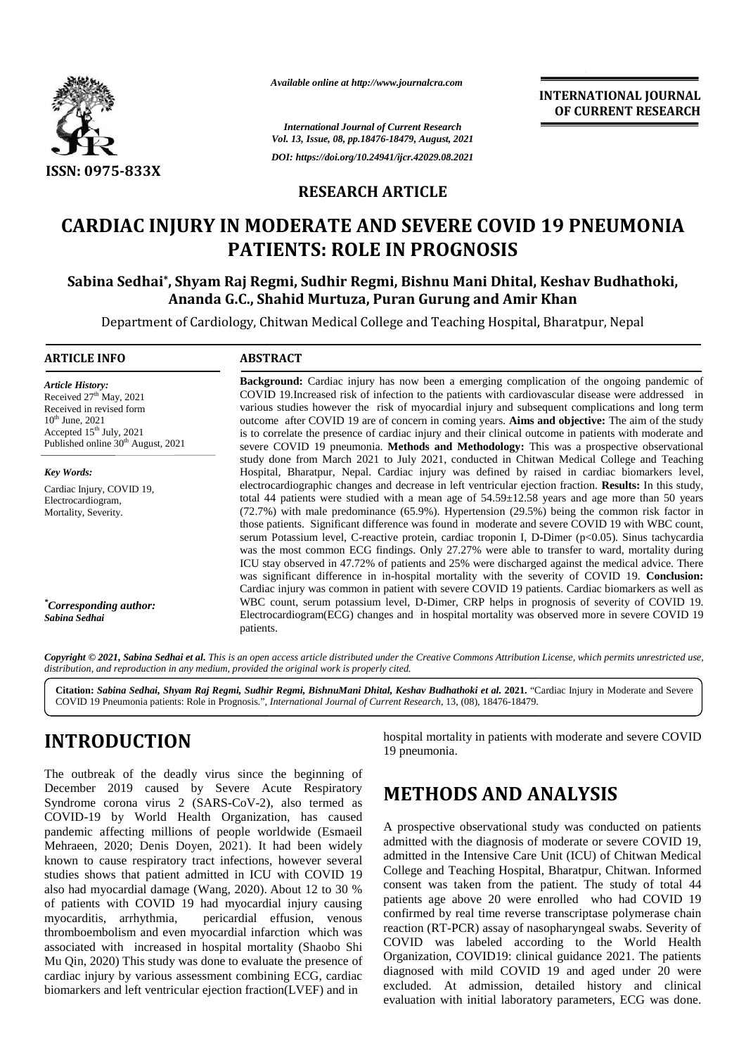*Available online at http://www.journalcra.com*

*International Journal of Current Research*
*Vol. 13, Issue, 08, pp.18476-18479, August, 2021*

*DOI: https://doi.org/10.24941/ijcr.42029.08.2021*

**INTERNATIONAL JOURNAL OF CURRENT RESEARCH**

ISSN: 0975-833X

**RESEARCH ARTICLE**

# CARDIAC INJURY IN MODERATE AND SEVERE COVID 19 PNEUMONIA PATIENTS: ROLE IN PROGNOSIS

**Sabina Sedhai\*, Shyam Raj Regmi, Sudhir Regmi, Bishnu Mani Dhital, Keshav Budhathoki, Ananda G.C., Shahid Murtuza, Puran Gurung and Amir Khan**

Department of Cardiology, Chitwan Medical College and Teaching Hospital, Bharatpur, Nepal

## ARTICLE INFO

*Article History:*

Received 27th May, 2021
Received in revised form 10th June, 2021
Accepted 15th July, 2021
Published online 30th August, 2021

*Key Words:*

Cardiac Injury, COVID 19, Electrocardiogram, Mortality, Severity.

*\*Corresponding author:* ***Sabina Sedhai***

## ABSTRACT

**Background:** Cardiac injury has now been a emerging complication of the ongoing pandemic of COVID 19.Increased risk of infection to the patients with cardiovascular disease were addressed in various studies however the risk of myocardial injury and subsequent complications and long term outcome after COVID 19 are of concern in coming years. **Aims and objective:** The aim of the study is to correlate the presence of cardiac injury and their clinical outcome in patients with moderate and severe COVID 19 pneumonia. **Methods and Methodology:** This was a prospective observational study done from March 2021 to July 2021, conducted in Chitwan Medical College and Teaching Hospital, Bharatpur, Nepal. Cardiac injury was defined by raised in cardiac biomarkers level, electrocardiographic changes and decrease in left ventricular ejection fraction. **Results:** In this study, total 44 patients were studied with a mean age of 54.59±12.58 years and age more than 50 years (72.7%) with male predominance (65.9%). Hypertension (29.5%) being the common risk factor in those patients. Significant difference was found in moderate and severe COVID 19 with WBC count, serum Potassium level, C-reactive protein, cardiac troponin I, D-Dimer ($p<0.05$). Sinus tachycardia was the most common ECG findings. Only 27.27% were able to transfer to ward, mortality during ICU stay observed in 47.72% of patients and 25% were discharged against the medical advice. There was significant difference in in-hospital mortality with the severity of COVID 19. **Conclusion:** Cardiac injury was common in patient with severe COVID 19 patients. Cardiac biomarkers as well as WBC count, serum potassium level, D-Dimer, CRP helps in prognosis of severity of COVID 19. Electrocardiogram(ECG) changes and in hospital mortality was observed more in severe COVID 19 patients.

*Copyright © 2021, Sabina Sedhai et al. This is an open access article distributed under the Creative Commons Attribution License, which permits unrestricted use, distribution, and reproduction in any medium, provided the original work is properly cited.*

**Citation:** ***Sabina Sedhai, Shyam Raj Regmi, Sudhir Regmi, BishnuMani Dhital, Keshav Budhathoki et al. 2021.*** "Cardiac Injury in Moderate and Severe COVID 19 Pneumonia patients: Role in Prognosis.", *International Journal of Current Research*, 13, (08), 18476-18479.

# INTRODUCTION

The outbreak of the deadly virus since the beginning of December 2019 caused by Severe Acute Respiratory Syndrome corona virus 2 (SARS-CoV-2), also termed as COVID-19 by World Health Organization, has caused pandemic affecting millions of people worldwide (Esmaeil Mehraeen, 2020; Denis Doyen, 2021). It had been widely known to cause respiratory tract infections, however several studies shows that patient admitted in ICU with COVID 19 also had myocardial damage (Wang, 2020). About 12 to 30 % of patients with COVID 19 had myocardial injury causing myocarditis, arrhythmia, pericardial effusion, venous thromboembolism and even myocardial infarction which was associated with increased in hospital mortality (Shaobo Shi Mu Qin, 2020) This study was done to evaluate the presence of cardiac injury by various assessment combining ECG, cardiac biomarkers and left ventricular ejection fraction(LVEF) and in hospital mortality in patients with moderate and severe COVID 19 pneumonia.

# METHODS AND ANALYSIS

A prospective observational study was conducted on patients admitted with the diagnosis of moderate or severe COVID 19, admitted in the Intensive Care Unit (ICU) of Chitwan Medical College and Teaching Hospital, Bharatpur, Chitwan. Informed consent was taken from the patient. The study of total 44 patients age above 20 were enrolled who had COVID 19 confirmed by real time reverse transcriptase polymerase chain reaction (RT-PCR) assay of nasopharyngeal swabs. Severity of COVID was labeled according to the World Health Organization, COVID19: clinical guidance 2021. The patients diagnosed with mild COVID 19 and aged under 20 were excluded. At admission, detailed history and clinical evaluation with initial laboratory parameters, ECG was done.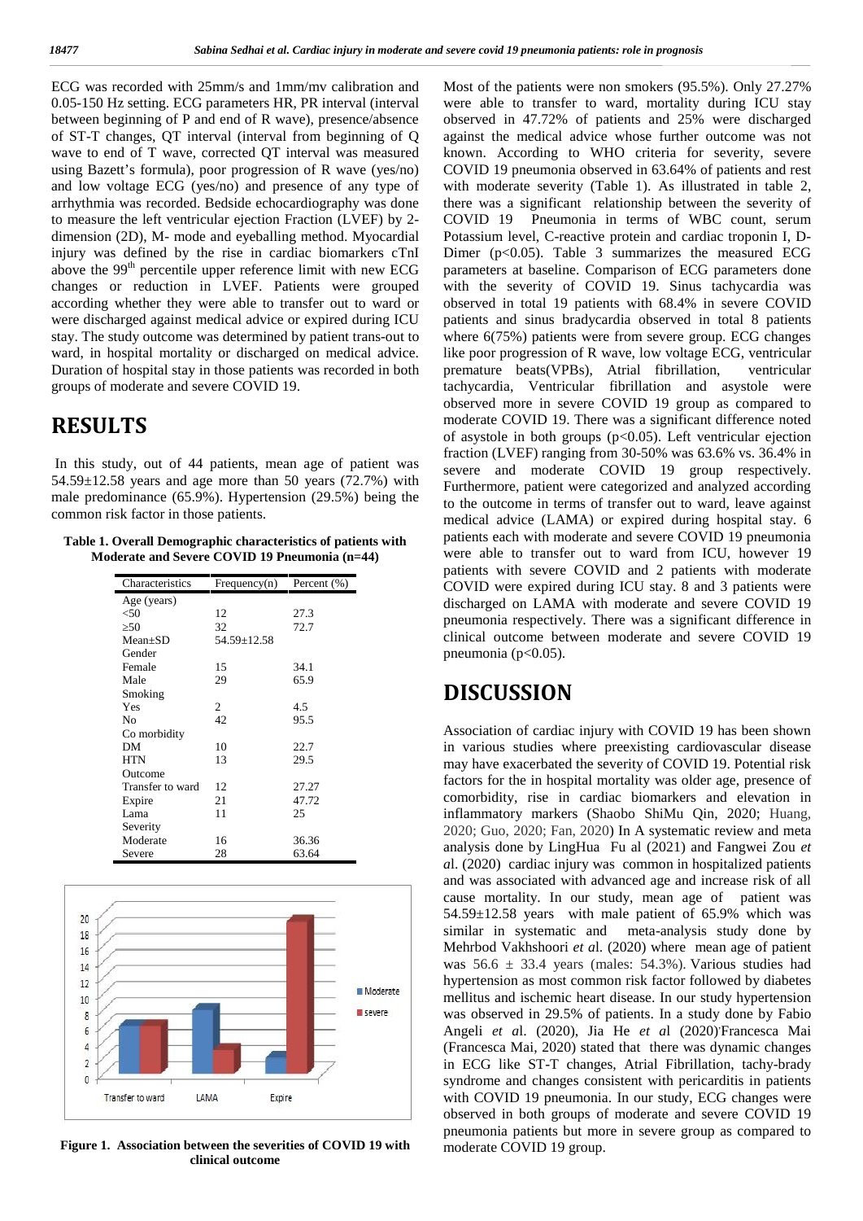ECG was recorded with 25mm/s and 1mm/mv calibration and 0.05-150 Hz setting. ECG parameters HR, PR interval (interval between beginning of P and end of R wave), presence/absence of ST-T changes, QT interval (interval from beginning of Q wave to end of T wave, corrected QT interval was measured using Bazett's formula), poor progression of R wave (yes/no) and low voltage ECG (yes/no) and presence of any type of arrhythmia was recorded. Bedside echocardiography was done to measure the left ventricular ejection Fraction (LVEF) by 2-dimension (2D), M- mode and eyeballing method. Myocardial injury was defined by the rise in cardiac biomarkers cTnI above the 99[th] percentile upper reference limit with new ECG changes or reduction in LVEF. Patients were grouped according whether they were able to transfer out to ward or were discharged against medical advice or expired during ICU stay. The study outcome was determined by patient trans-out to ward, in hospital mortality or discharged on medical advice. Duration of hospital stay in those patients was recorded in both groups of moderate and severe COVID 19.

# RESULTS

In this study, out of 44 patients, mean age of patient was 54.59±12.58 years and age more than 50 years (72.7%) with male predominance (65.9%). Hypertension (29.5%) being the common risk factor in those patients.

**Table 1. Overall Demographic characteristics of patients with Moderate and Severe COVID 19 Pneumonia (n=44)**

| Characteristics | Frequency(n) | Percent (%) |
|---|---|---|
| Age (years) | | |
| <50 | 12 | 27.3 |
| ≥50 | 32 | 72.7 |
| Mean±SD | 54.59±12.58 | |
| Gender | | |
| Female | 15 | 34.1 |
| Male | 29 | 65.9 |
| Smoking | | |
| Yes | 2 | 4.5 |
| No | 42 | 95.5 |
| Co morbidity | | |
| DM | 10 | 22.7 |
| HTN | 13 | 29.5 |
| Outcome | | |
| Transfer to ward | 12 | 27.27 |
| Expire | 21 | 47.72 |
| Lama | 11 | 25 |
| Severity | | |
| Moderate | 16 | 36.36 |
| Severe | 28 | 63.64 |

**Figure 1. Association between the severities of COVID 19 with clinical outcome**

Most of the patients were non smokers (95.5%). Only 27.27% were able to transfer to ward, mortality during ICU stay observed in 47.72% of patients and 25% were discharged against the medical advice whose further outcome was not known. According to WHO criteria for severity, severe COVID 19 pneumonia observed in 63.64% of patients and rest with moderate severity (Table 1). As illustrated in table 2, there was a significant relationship between the severity of COVID 19 Pneumonia in terms of WBC count, serum Potassium level, C-reactive protein and cardiac troponin I, D-Dimer ($p<0.05$). Table 3 summarizes the measured ECG parameters at baseline. Comparison of ECG parameters done with the severity of COVID 19. Sinus tachycardia was observed in total 19 patients with 68.4% in severe COVID patients and sinus bradycardia observed in total 8 patients where 6(75%) patients were from severe group. ECG changes like poor progression of R wave, low voltage ECG, ventricular premature beats(VPBs), Atrial fibrillation, ventricular tachycardia, Ventricular fibrillation and asystole were observed more in severe COVID 19 group as compared to moderate COVID 19. There was a significant difference noted of asystole in both groups ($p<0.05$). Left ventricular ejection fraction (LVEF) ranging from 30-50% was 63.6% vs. 36.4% in severe and moderate COVID 19 group respectively. Furthermore, patient were categorized and analyzed according to the outcome in terms of transfer out to ward, leave against medical advice (LAMA) or expired during hospital stay. 6 patients each with moderate and severe COVID 19 pneumonia were able to transfer out to ward from ICU, however 19 patients with severe COVID and 2 patients with moderate COVID were expired during ICU stay. 8 and 3 patients were discharged on LAMA with moderate and severe COVID 19 pneumonia respectively. There was a significant difference in clinical outcome between moderate and severe COVID 19 pneumonia ($p<0.05$).

# DISCUSSION

Association of cardiac injury with COVID 19 has been shown in various studies where preexisting cardiovascular disease may have exacerbated the severity of COVID 19. Potential risk factors for the in hospital mortality was older age, presence of comorbidity, rise in cardiac biomarkers and elevation in inflammatory markers (Shaobo ShiMu Qin, 2020; Huang, 2020; Guo, 2020; Fan, 2020) In A systematic review and meta analysis done by LingHua Fu al (2021) and Fangwei Zou *et al*. (2020) cardiac injury was common in hospitalized patients and was associated with advanced age and increase risk of all cause mortality. In our study, mean age of patient was 54.59±12.58 years with male patient of 65.9% which was similar in systematic and meta-analysis study done by Mehrbod Vakhshoori *et al*. (2020) where mean age of patient was 56.6 ± 33.4 years (males: 54.3%). Various studies had hypertension as most common risk factor followed by diabetes mellitus and ischemic heart disease. In our study hypertension was observed in 29.5% of patients. In a study done by Fabio Angeli *et al*. (2020), Jia He *et al* (2020) Francesca Mai (Francesca Mai, 2020) stated that there was dynamic changes in ECG like ST-T changes, Atrial Fibrillation, tachy-brady syndrome and changes consistent with pericarditis in patients with COVID 19 pneumonia. In our study, ECG changes were observed in both groups of moderate and severe COVID 19 pneumonia patients but more in severe group as compared to moderate COVID 19 group.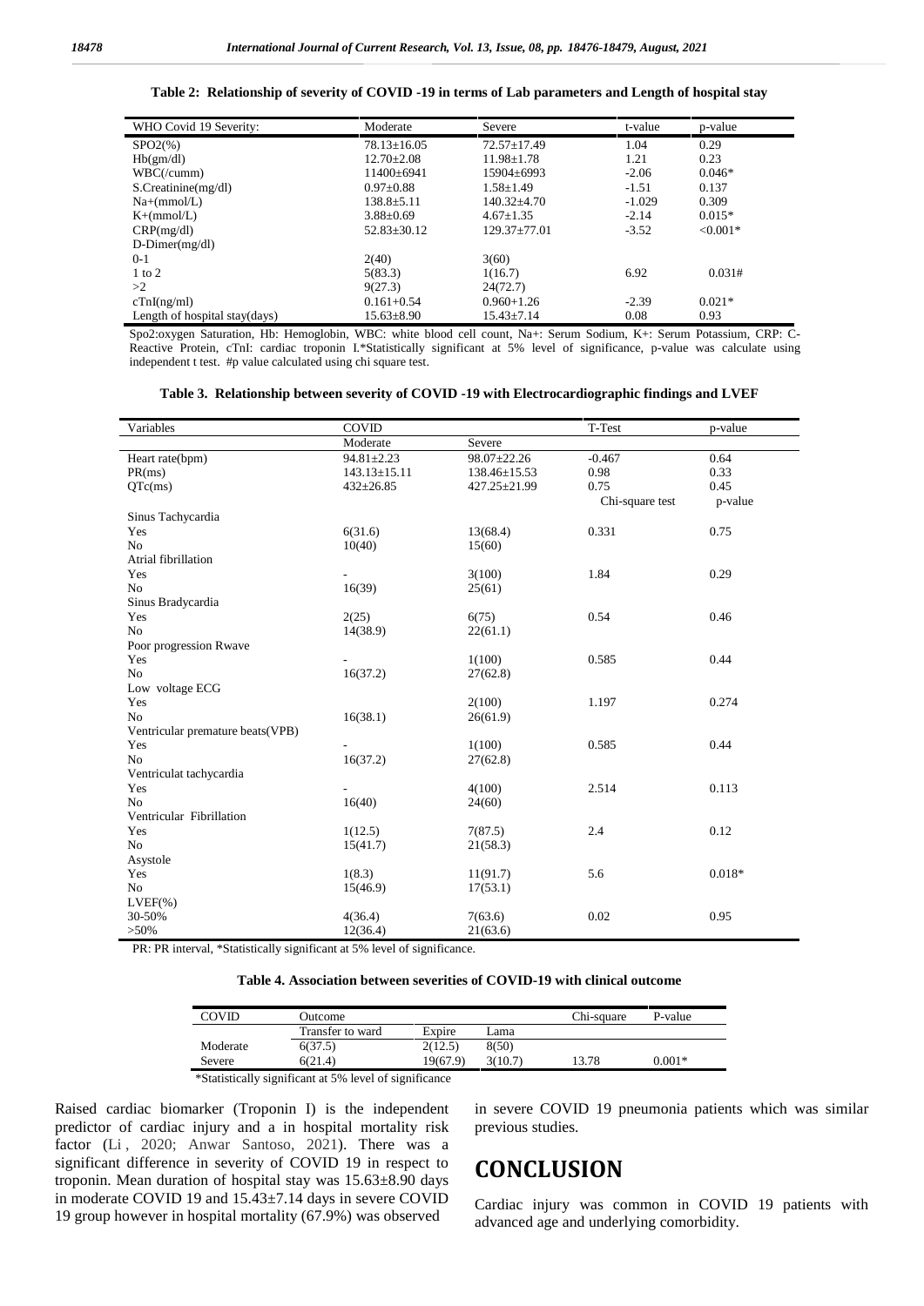**Table 2: Relationship of severity of COVID -19 in terms of Lab parameters and Length of hospital stay**

| WHO Covid 19 Severity: | Moderate | Severe | t-value | p-value |
|---|---|---|---|---|
| SPO2(%) | 78.13±16.05 | 72.57±17.49 | 1.04 | 0.29 |
| Hb(gm/dl) | 12.70±2.08 | 11.98±1.78 | 1.21 | 0.23 |
| WBC(/cumm) | 11400±6941 | 15904±6993 | -2.06 | 0.046* |
| S.Creatinine(mg/dl) | 0.97±0.88 | 1.58±1.49 | -1.51 | 0.137 |
| Na+(mmol/L) | 138.8±5.11 | 140.32±4.70 | -1.029 | 0.309 |
| K+(mmol/L) | 3.88±0.69 | 4.67±1.35 | -2.14 | 0.015* |
| CRP(mg/dl) | 52.83±30.12 | 129.37±77.01 | -3.52 | <0.001* |
| D-Dimer(mg/dl) | | | | |
| 0-1 | 2(40) | 3(60) | | |
| 1 to 2 | 5(83.3) | 1(16.7) | 6.92 | 0.031# |
| >2 | 9(27.3) | 24(72.7) | | |
| cTnI(ng/ml) | 0.161+0.54 | 0.960+1.26 | -2.39 | 0.021* |
| Length of hospital stay(days) | 15.63±8.90 | 15.43±7.14 | 0.08 | 0.93 |

Spo2:oxygen Saturation, Hb: Hemoglobin, WBC: white blood cell count, Na+: Serum Sodium, K+: Serum Potassium, CRP: C-Reactive Protein, cTnI: cardiac troponin I.*Statistically significant at 5% level of significance, p-value was calculate using independent t test. #p value calculated using chi square test.

**Table 3. Relationship between severity of COVID -19 with Electrocardiographic findings and LVEF**

| Variables | COVID | | T-Test | p-value |
|---|---|---|---|---|
| | Moderate | Severe | | |
| Heart rate(bpm) | 94.81±2.23 | 98.07±22.26 | -0.467 | 0.64 |
| PR(ms) | 143.13±15.11 | 138.46±15.53 | 0.98 | 0.33 |
| QTc(ms) | 432±26.85 | 427.25±21.99 | 0.75 | 0.45 |
| | | | Chi-square test | p-value |
| Sinus Tachycardia | | | | |
| Yes | 6(31.6) | 13(68.4) | 0.331 | 0.75 |
| No | 10(40) | 15(60) | | |
| Atrial fibrillation | | | | |
| Yes | - | 3(100) | 1.84 | 0.29 |
| No | 16(39) | 25(61) | | |
| Sinus Bradycardia | | | | |
| Yes | 2(25) | 6(75) | 0.54 | 0.46 |
| No | 14(38.9) | 22(61.1) | | |
| Poor progression Rwave | | | | |
| Yes | - | 1(100) | 0.585 | 0.44 |
| No | 16(37.2) | 27(62.8) | | |
| Low voltage ECG | | | | |
| Yes | | 2(100) | 1.197 | 0.274 |
| No | 16(38.1) | 26(61.9) | | |
| Ventricular premature beats(VPB) | | | | |
| Yes | - | 1(100) | 0.585 | 0.44 |
| No | 16(37.2) | 27(62.8) | | |
| Ventriculat tachycardia | | | | |
| Yes | - | 4(100) | 2.514 | 0.113 |
| No | 16(40) | 24(60) | | |
| Ventricular Fibrillation | | | | |
| Yes | 1(12.5) | 7(87.5) | 2.4 | 0.12 |
| No | 15(41.7) | 21(58.3) | | |
| Asystole | | | | |
| Yes | 1(8.3) | 11(91.7) | 5.6 | 0.018* |
| No | 15(46.9) | 17(53.1) | | |
| LVEF(%) | | | | |
| 30-50% | 4(36.4) | 7(63.6) | 0.02 | 0.95 |
| >50% | 12(36.4) | 21(63.6) | | |

PR: PR interval, *Statistically significant at 5% level of significance.

**Table 4. Association between severities of COVID-19 with clinical outcome**

| COVID | Outcome | | | Chi-square | P-value |
|---|---|---|---|---|---|
| | Transfer to ward | Expire | Lama | | |
| Moderate | 6(37.5) | 2(12.5) | 8(50) | | |
| Severe | 6(21.4) | 19(67.9) | 3(10.7) | 13.78 | 0.001* |

*Statistically significant at 5% level of significance

Raised cardiac biomarker (Troponin I) is the independent predictor of cardiac injury and a in hospital mortality risk factor (Li , 2020; Anwar Santoso, 2021). There was a significant difference in severity of COVID 19 in respect to troponin. Mean duration of hospital stay was 15.63±8.90 days in moderate COVID 19 and 15.43±7.14 days in severe COVID 19 group however in hospital mortality (67.9%) was observed in severe COVID 19 pneumonia patients which was similar previous studies.

# CONCLUSION

Cardiac injury was common in COVID 19 patients with advanced age and underlying comorbidity.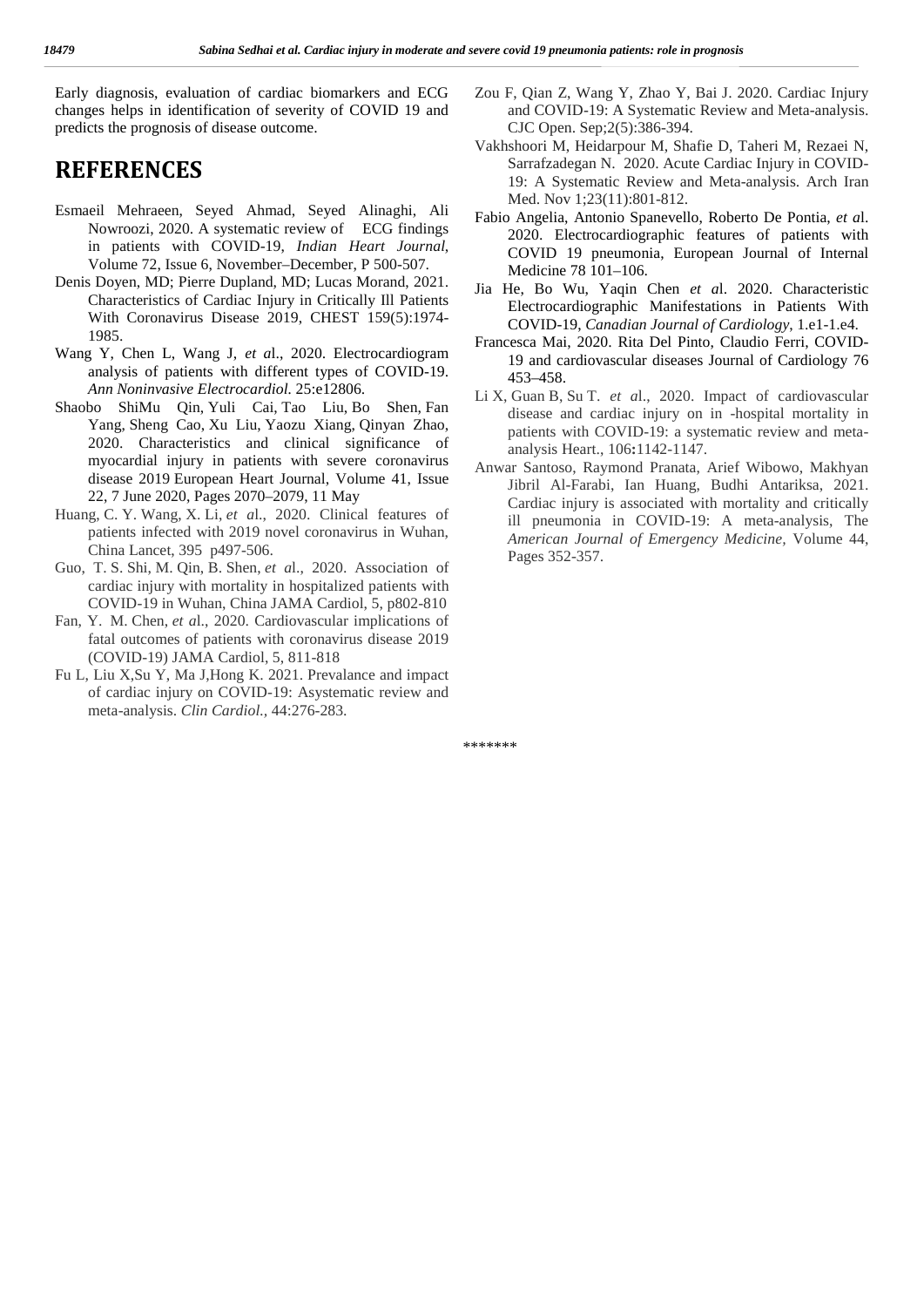Early diagnosis, evaluation of cardiac biomarkers and ECG changes helps in identification of severity of COVID 19 and predicts the prognosis of disease outcome.

# REFERENCES

Esmaeil Mehraeen, Seyed Ahmad, Seyed Alinaghi, Ali Nowroozi, 2020. A systematic review of ECG findings in patients with COVID-19, *Indian Heart Journal*, Volume 72, Issue 6, November–December, P 500-507.

Denis Doyen, MD; Pierre Dupland, MD; Lucas Morand, 2021. Characteristics of Cardiac Injury in Critically Ill Patients With Coronavirus Disease 2019, CHEST 159(5):1974-1985.

Wang Y, Chen L, Wang J, *et a*l., 2020. Electrocardiogram analysis of patients with different types of COVID-19. *Ann Noninvasive Electrocardiol.* 25:e12806.

Shaobo ShiMu Qin, Yuli Cai, Tao Liu, Bo Shen, Fan Yang, Sheng Cao, Xu Liu, Yaozu Xiang, Qinyan Zhao, 2020. Characteristics and clinical significance of myocardial injury in patients with severe coronavirus disease 2019 European Heart Journal, Volume 41, Issue 22, 7 June 2020, Pages 2070–2079, 11 May

Huang, C. Y. Wang, X. Li, *et a*l., 2020. Clinical features of patients infected with 2019 novel coronavirus in Wuhan, China Lancet, 395 p497-506.

Guo, T. S. Shi, M. Qin, B. Shen, *et a*l., 2020. Association of cardiac injury with mortality in hospitalized patients with COVID-19 in Wuhan, China JAMA Cardiol, 5, p802-810

Fan, Y. M. Chen, *et a*l., 2020. Cardiovascular implications of fatal outcomes of patients with coronavirus disease 2019 (COVID-19) JAMA Cardiol, 5, 811-818

Fu L, Liu X,Su Y, Ma J,Hong K. 2021. Prevalance and impact of cardiac injury on COVID-19: Asystematic review and meta-analysis. *Clin Cardiol.,* 44:276-283.

Zou F, Qian Z, Wang Y, Zhao Y, Bai J. 2020. Cardiac Injury and COVID-19: A Systematic Review and Meta-analysis. CJC Open. Sep;2(5):386-394.

Vakhshoori M, Heidarpour M, Shafie D, Taheri M, Rezaei N, Sarrafzadegan N. 2020. Acute Cardiac Injury in COVID-19: A Systematic Review and Meta-analysis. Arch Iran Med. Nov 1;23(11):801-812.

Fabio Angelia, Antonio Spanevello, Roberto De Pontia, *et a*l. 2020. Electrocardiographic features of patients with COVID 19 pneumonia, European Journal of Internal Medicine 78 101–106.

Jia He, Bo Wu, Yaqin Chen *et a*l. 2020. Characteristic Electrocardiographic Manifestations in Patients With COVID-19, *Canadian Journal of Cardiology*, 1.e1-1.e4.

Francesca Mai, 2020. Rita Del Pinto, Claudio Ferri, COVID-19 and cardiovascular diseases Journal of Cardiology 76 453–458.

Li X, Guan B, Su T. *et a*l., 2020. Impact of cardiovascular disease and cardiac injury on in -hospital mortality in patients with COVID-19: a systematic review and meta-analysis Heart., 106**:**1142-1147.

Anwar Santoso, Raymond Pranata, Arief Wibowo, Makhyan Jibril Al-Farabi, Ian Huang, Budhi Antariksa, 2021. Cardiac injury is associated with mortality and critically ill pneumonia in COVID-19: A meta-analysis, The *American Journal of Emergency Medicine*, Volume 44, Pages 352-357.

*******